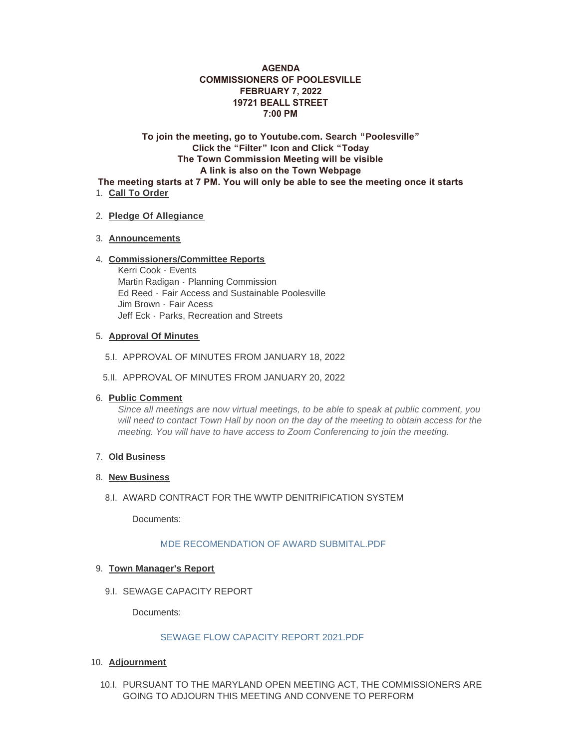**AGENDA**
**COMMISSIONERS OF POOLESVILLE**
**FEBRUARY 7, 2022**
**19721 BEALL STREET**
**7:00 PM**

**To join the meeting, go to Youtube.com. Search "Poolesville"**
**Click the "Filter" Icon and Click "Today**
**The Town Commission Meeting will be visible**
**A link is also on the Town Webpage**
**The meeting starts at 7 PM. You will only be able to see the meeting once it starts**

1. **Call To Order**

2. **Pledge Of Allegiance**

3. **Announcements**

4. **Commissioners/Committee Reports**
   Kerri Cook - Events
   Martin Radigan - Planning Commission
   Ed Reed - Fair Access and Sustainable Poolesville
   Jim Brown - Fair Acess
   Jeff Eck - Parks, Recreation and Streets

5. **Approval Of Minutes**

   5.I. APPROVAL OF MINUTES FROM JANUARY 18, 2022

   5.II. APPROVAL OF MINUTES FROM JANUARY 20, 2022

6. **Public Comment**
   *Since all meetings are now virtual meetings, to be able to speak at public comment, you will need to contact Town Hall by noon on the day of the meeting to obtain access for the meeting. You will have to have access to Zoom Conferencing to join the meeting.*

7. **Old Business**

8. **New Business**

   8.I. AWARD CONTRACT FOR THE WWTP DENITRIFICATION SYSTEM

   Documents:

   MDE RECOMENDATION OF AWARD SUBMITAL.PDF

9. **Town Manager's Report**

   9.I. SEWAGE CAPACITY REPORT

   Documents:

   SEWAGE FLOW CAPACITY REPORT 2021.PDF

10. **Adjournment**

    10.I. PURSUANT TO THE MARYLAND OPEN MEETING ACT, THE COMMISSIONERS ARE GOING TO ADJOURN THIS MEETING AND CONVENE TO PERFORM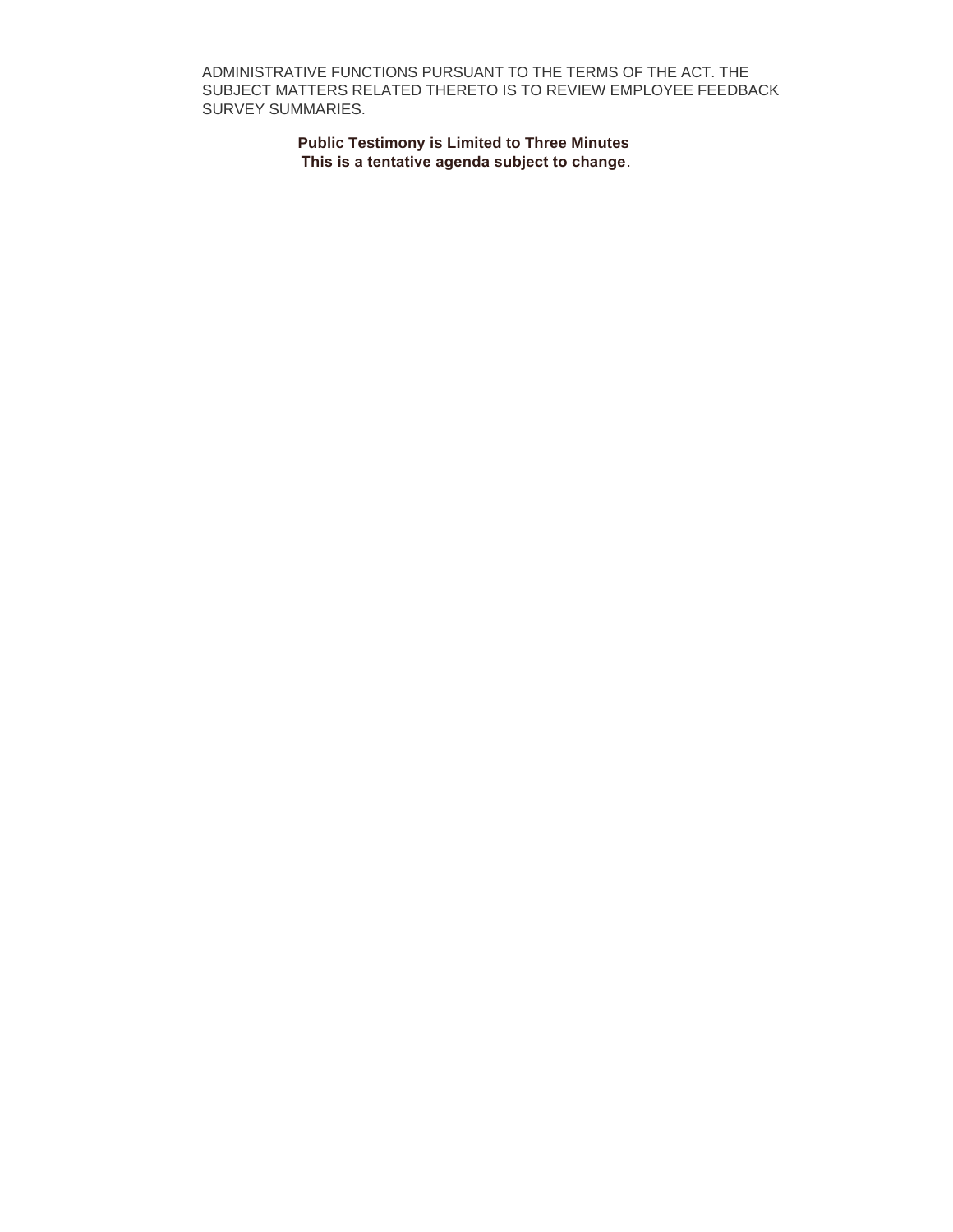ADMINISTRATIVE FUNCTIONS PURSUANT TO THE TERMS OF THE ACT. THE SUBJECT MATTERS RELATED THERETO IS TO REVIEW EMPLOYEE FEEDBACK SURVEY SUMMARIES.

**Public Testimony is Limited to Three Minutes**
**This is a tentative agenda subject to change**.